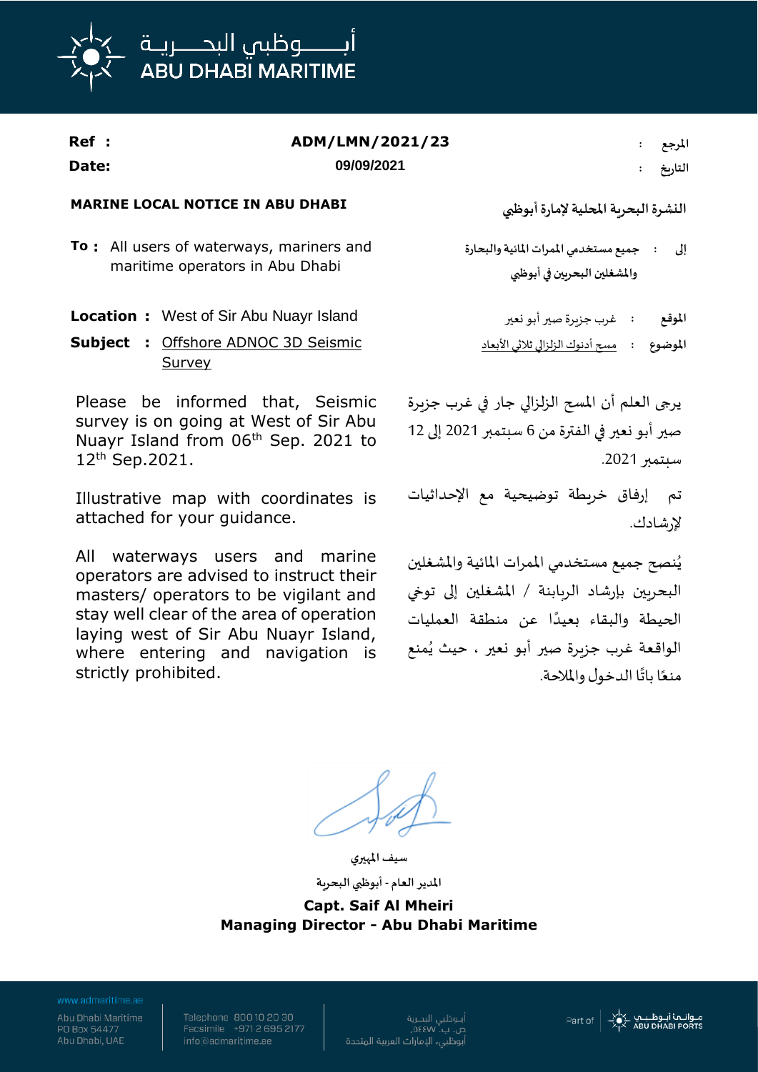# أبـــوظبي البحـــريـة
# ABU DHABI MARITIME

| | | |
|---|---|---|
| **Ref :** | **ADM/LMN/2021/23** | المرجع : |
| **Date:** | **09/09/2021** | التاريخ : |

**MARINE LOCAL NOTICE IN ABU DHABI**

**النشرة البحرية المحلية لإمارة أبوظبي**

**To :** All users of waterways, mariners and maritime operators in Abu Dhabi

**إلى :** جميع مستخدمي الممرات المائية والبحارة والمشغلين البحريين في أبوظبي

**Location :** West of Sir Abu Nuayr Island

**Subject :** Offshore ADNOC 3D Seismic Survey

الموقع : غرب جزيرة صير أبو نعير

الموضوع : مسح أدنوك الزلزالي ثلاثي الأبعاد

Please be informed that, Seismic survey is on going at West of Sir Abu Nuayr Island from 06th Sep. 2021 to 12th Sep.2021.

Illustrative map with coordinates is attached for your guidance.

All waterways users and marine operators are advised to instruct their masters/ operators to be vigilant and stay well clear of the area of operation laying west of Sir Abu Nuayr Island, where entering and navigation is strictly prohibited.

يرجى العلم أن المسح الزلزالي جار في غرب جزيرة صير أبو نعير في الفترة من 6 سبتمبر 2021 إلى 12 سبتمبر 2021.

تم إرفاق خريطة توضيحية مع الإحداثيات لإرشادك.

يُنصح جميع مستخدمي الممرات المائية والمشغلين البحريين بإرشاد الربابنة / المشغلين إلى توخي الحيطة والبقاء بعيدًا عن منطقة العمليات الواقعة غرب جزيرة صير أبو نعير ، حيث يُمنع منعًا باتًا الدخول والملاحة.

سيف المهيري

المدير العام - أبوظبي البحرية

**Capt. Saif Al Mheiri**
**Managing Director - Abu Dhabi Maritime**

www.admaritime.ae

Abu Dhabi Maritime
PO Box 54477
Abu Dhabi, UAE

Telephone 800 10 20 30
Facsimile +971 2 695 2177
info@admaritime.ae

أبـوظبي البحـرية
ص. ب. ٥٤٤٧٧
أبوظبي، الإمارات العربية المتحدة

Part of مـوانـئ أبـوظـبـي ABU DHABI PORTS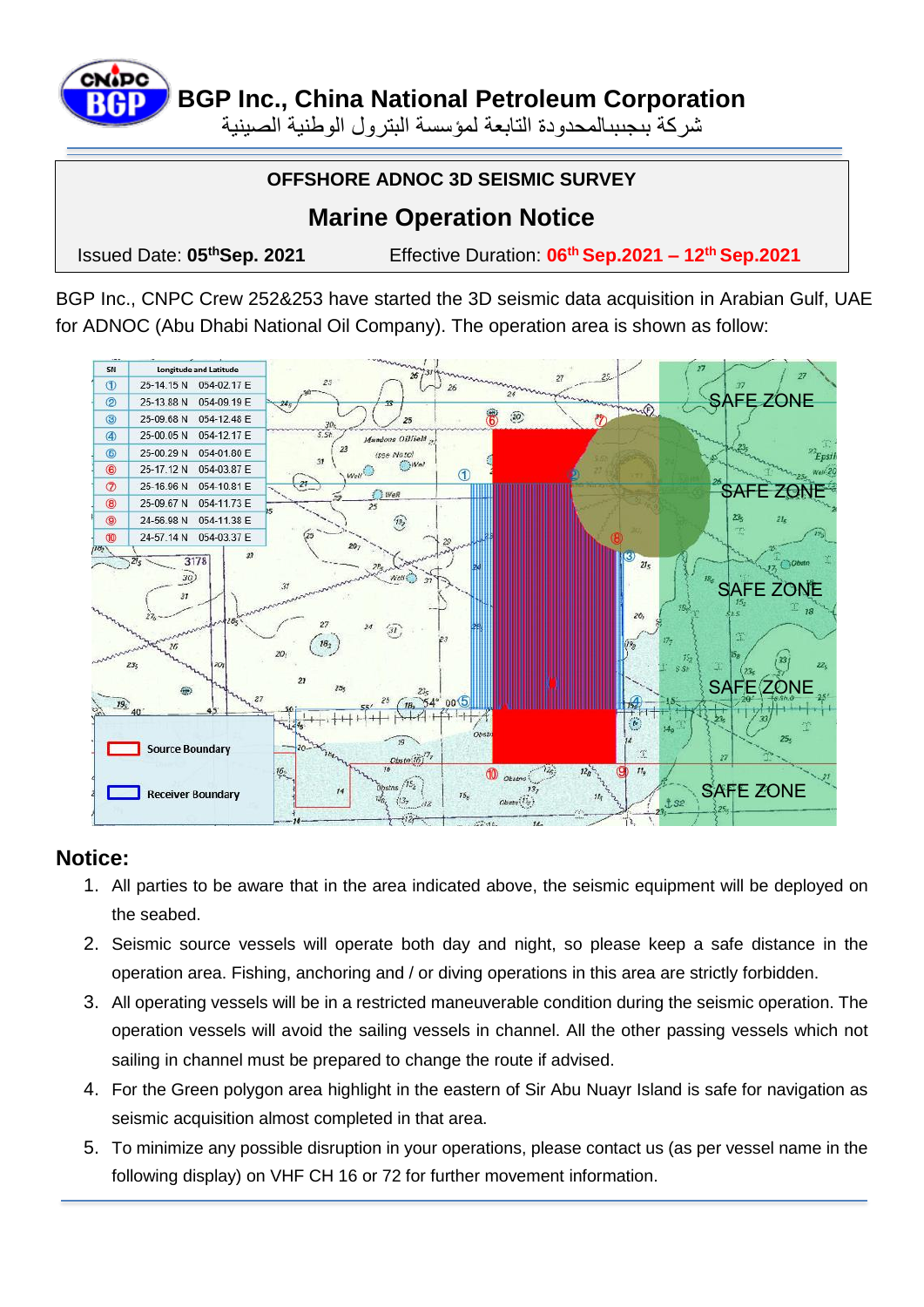# BGP Inc., China National Petroleum Corporation

شركة بجيبالمحدودة التابعة لمؤسسة البترول الوطنية الصينية

**OFFSHORE ADNOC 3D SEISMIC SURVEY**

## Marine Operation Notice

Issued Date: **05th Sep. 2021** Effective Duration: **06th Sep.2021 – 12th Sep.2021**

BGP Inc., CNPC Crew 252&253 have started the 3D seismic data acquisition in Arabian Gulf, UAE for ADNOC (Abu Dhabi National Oil Company). The operation area is shown as follow:

| SN | Longitude and Latitude | |
|---|---|---|
| ① | 25-14.15 N | 054-02.17 E |
| ② | 25-13.88 N | 054-09.19 E |
| ③ | 25-09.68 N | 054-12.48 E |
| ④ | 25-00.05 N | 054-12.17 E |
| ⑤ | 25-00.29 N | 054-01.80 E |
| ⑥ | 25-17.12 N | 054-03.87 E |
| ⑦ | 25-16.96 N | 054-10.81 E |
| ⑧ | 25-09.67 N | 054-11.73 E |
| ⑨ | 24-56.98 N | 054-11.38 E |
| ⑩ | 24-57.14 N | 054-03.37 E |

Source Boundary

Receiver Boundary

SAFE ZONE

SAFE ZONE

SAFE ZONE

SAFE ZONE

SAFE ZONE

## Notice:

1. All parties to be aware that in the area indicated above, the seismic equipment will be deployed on the seabed.
2. Seismic source vessels will operate both day and night, so please keep a safe distance in the operation area. Fishing, anchoring and / or diving operations in this area are strictly forbidden.
3. All operating vessels will be in a restricted maneuverable condition during the seismic operation. The operation vessels will avoid the sailing vessels in channel. All the other passing vessels which not sailing in channel must be prepared to change the route if advised.
4. For the Green polygon area highlight in the eastern of Sir Abu Nuayr Island is safe for navigation as seismic acquisition almost completed in that area.
5. To minimize any possible disruption in your operations, please contact us (as per vessel name in the following display) on VHF CH 16 or 72 for further movement information.